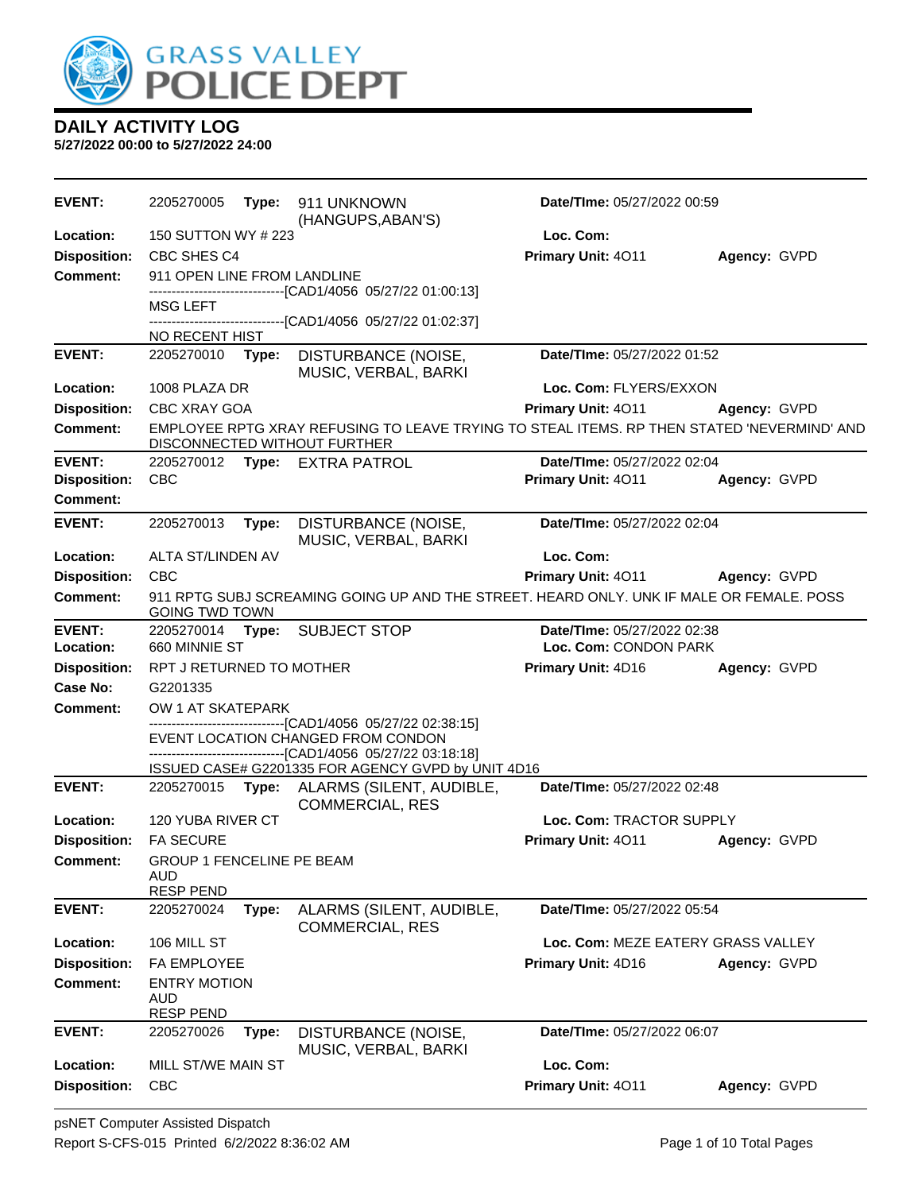# GRASS VALLEY POLICE DEPT

## DAILY ACTIVITY LOG

**5/27/2022 00:00 to 5/27/2022 24:00**

---

**EVENT:** 2205270005 **Type:** 911 UNKNOWN (HANGUPS,ABAN'S) **Date/TIme:** 05/27/2022 00:59
**Location:** 150 SUTTON WY # 223 **Loc. Com:**
**Disposition:** CBC SHES C4 **Primary Unit:** 4O11 **Agency:** GVPD
**Comment:** 911 OPEN LINE FROM LANDLINE
------------------------------[CAD1/4056 05/27/22 01:00:13]
MSG LEFT
------------------------------[CAD1/4056 05/27/22 01:02:37]
NO RECENT HIST

---

**EVENT:** 2205270010 **Type:** DISTURBANCE (NOISE, MUSIC, VERBAL, BARKI **Date/TIme:** 05/27/2022 01:52
**Location:** 1008 PLAZA DR **Loc. Com:** FLYERS/EXXON
**Disposition:** CBC XRAY GOA **Primary Unit:** 4O11 **Agency:** GVPD
**Comment:** EMPLOYEE RPTG XRAY REFUSING TO LEAVE TRYING TO STEAL ITEMS. RP THEN STATED 'NEVERMIND' AND DISCONNECTED WITHOUT FURTHER

---

**EVENT:** 2205270012 **Type:** EXTRA PATROL **Date/TIme:** 05/27/2022 02:04
**Disposition:** CBC **Primary Unit:** 4O11 **Agency:** GVPD
**Comment:**

---

**EVENT:** 2205270013 **Type:** DISTURBANCE (NOISE, MUSIC, VERBAL, BARKI **Date/TIme:** 05/27/2022 02:04
**Location:** ALTA ST/LINDEN AV **Loc. Com:**
**Disposition:** CBC **Primary Unit:** 4O11 **Agency:** GVPD
**Comment:** 911 RPTG SUBJ SCREAMING GOING UP AND THE STREET. HEARD ONLY. UNK IF MALE OR FEMALE. POSS GOING TWD TOWN

---

**EVENT:** 2205270014 **Type:** SUBJECT STOP **Date/TIme:** 05/27/2022 02:38
**Location:** 660 MINNIE ST **Loc. Com:** CONDON PARK
**Disposition:** RPT J RETURNED TO MOTHER **Primary Unit:** 4D16 **Agency:** GVPD
**Case No:** G2201335
**Comment:** OW 1 AT SKATEPARK
------------------------------[CAD1/4056 05/27/22 02:38:15]
EVENT LOCATION CHANGED FROM CONDON
------------------------------[CAD1/4056 05/27/22 03:18:18]
ISSUED CASE# G2201335 FOR AGENCY GVPD by UNIT 4D16

---

**EVENT:** 2205270015 **Type:** ALARMS (SILENT, AUDIBLE, COMMERCIAL, RES **Date/TIme:** 05/27/2022 02:48
**Location:** 120 YUBA RIVER CT **Loc. Com:** TRACTOR SUPPLY
**Disposition:** FA SECURE **Primary Unit:** 4O11 **Agency:** GVPD
**Comment:** GROUP 1 FENCELINE PE BEAM
AUD
RESP PEND

---

**EVENT:** 2205270024 **Type:** ALARMS (SILENT, AUDIBLE, COMMERCIAL, RES **Date/TIme:** 05/27/2022 05:54
**Location:** 106 MILL ST **Loc. Com:** MEZE EATERY GRASS VALLEY
**Disposition:** FA EMPLOYEE **Primary Unit:** 4D16 **Agency:** GVPD
**Comment:** ENTRY MOTION
AUD
RESP PEND

---

**EVENT:** 2205270026 **Type:** DISTURBANCE (NOISE, MUSIC, VERBAL, BARKI **Date/TIme:** 05/27/2022 06:07
**Location:** MILL ST/WE MAIN ST **Loc. Com:**
**Disposition:** CBC **Primary Unit:** 4O11 **Agency:** GVPD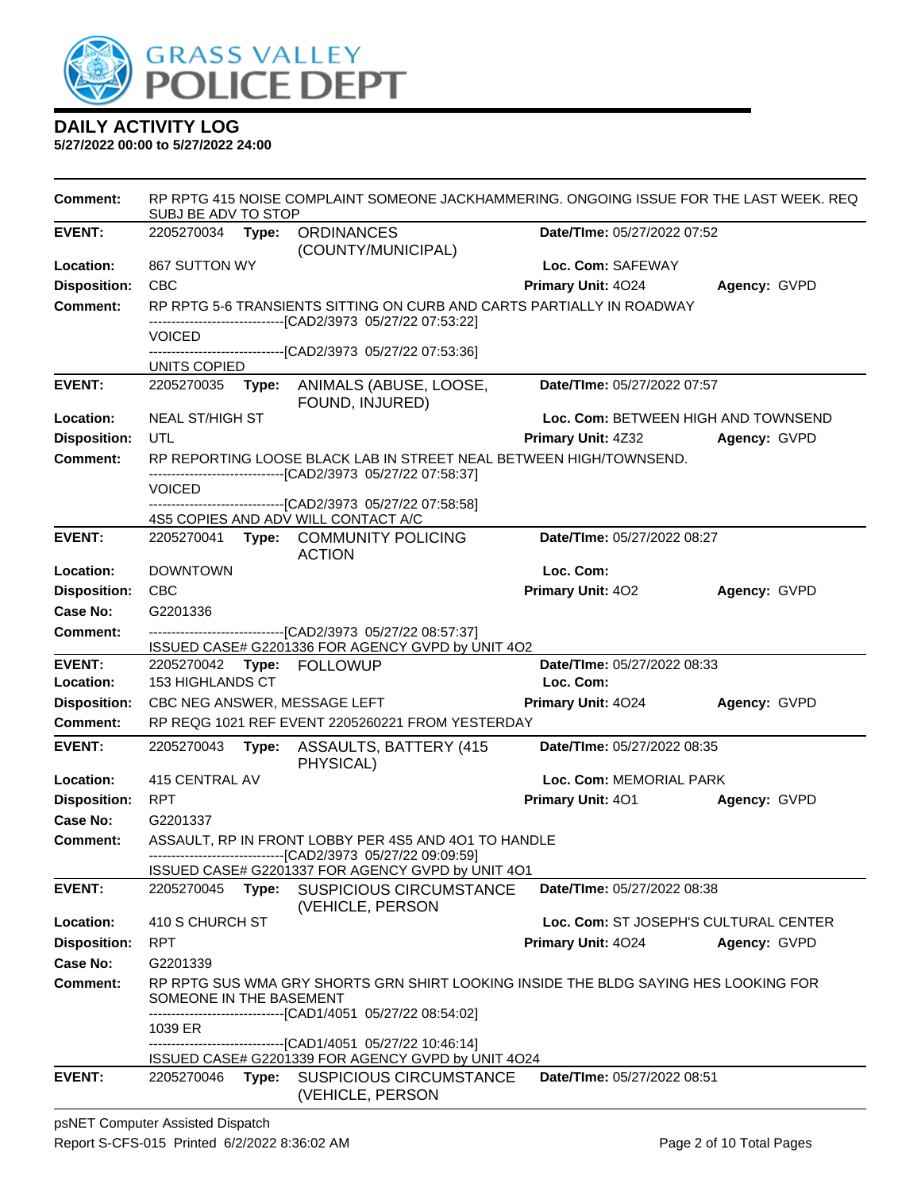# DAILY ACTIVITY LOG

**5/27/2022 00:00 to 5/27/2022 24:00**

**Comment:** RP RPTG 415 NOISE COMPLAINT SOMEONE JACKHAMMERING. ONGOING ISSUE FOR THE LAST WEEK. REQ SUBJ BE ADV TO STOP

---

**EVENT:** 2205270034 **Type:** ORDINANCES (COUNTY/MUNICIPAL) **Date/TIme:** 05/27/2022 07:52
**Location:** 867 SUTTON WY **Loc. Com:** SAFEWAY
**Disposition:** CBC **Primary Unit:** 4O24 **Agency:** GVPD
**Comment:** RP RPTG 5-6 TRANSIENTS SITTING ON CURB AND CARTS PARTIALLY IN ROADWAY
------------------------------[CAD2/3973 05/27/22 07:53:22]
VOICED
------------------------------[CAD2/3973 05/27/22 07:53:36]
UNITS COPIED

---

**EVENT:** 2205270035 **Type:** ANIMALS (ABUSE, LOOSE, FOUND, INJURED) **Date/TIme:** 05/27/2022 07:57
**Location:** NEAL ST/HIGH ST **Loc. Com:** BETWEEN HIGH AND TOWNSEND
**Disposition:** UTL **Primary Unit:** 4Z32 **Agency:** GVPD
**Comment:** RP REPORTING LOOSE BLACK LAB IN STREET NEAL BETWEEN HIGH/TOWNSEND.
------------------------------[CAD2/3973 05/27/22 07:58:37]
VOICED
------------------------------[CAD2/3973 05/27/22 07:58:58]
4S5 COPIES AND ADV WILL CONTACT A/C

---

**EVENT:** 2205270041 **Type:** COMMUNITY POLICING ACTION **Date/TIme:** 05/27/2022 08:27
**Location:** DOWNTOWN **Loc. Com:**
**Disposition:** CBC **Primary Unit:** 4O2 **Agency:** GVPD
**Case No:** G2201336
**Comment:** ------------------------------[CAD2/3973 05/27/22 08:57:37]
ISSUED CASE# G2201336 FOR AGENCY GVPD by UNIT 4O2

---

**EVENT:** 2205270042 **Type:** FOLLOWUP **Date/TIme:** 05/27/2022 08:33
**Location:** 153 HIGHLANDS CT **Loc. Com:**
**Disposition:** CBC NEG ANSWER, MESSAGE LEFT **Primary Unit:** 4O24 **Agency:** GVPD
**Comment:** RP REQG 1021 REF EVENT 2205260221 FROM YESTERDAY

---

**EVENT:** 2205270043 **Type:** ASSAULTS, BATTERY (415 PHYSICAL) **Date/TIme:** 05/27/2022 08:35
**Location:** 415 CENTRAL AV **Loc. Com:** MEMORIAL PARK
**Disposition:** RPT **Primary Unit:** 4O1 **Agency:** GVPD
**Case No:** G2201337
**Comment:** ASSAULT, RP IN FRONT LOBBY PER 4S5 AND 4O1 TO HANDLE
------------------------------[CAD2/3973 05/27/22 09:09:59]
ISSUED CASE# G2201337 FOR AGENCY GVPD by UNIT 4O1

---

**EVENT:** 2205270045 **Type:** SUSPICIOUS CIRCUMSTANCE (VEHICLE, PERSON **Date/TIme:** 05/27/2022 08:38
**Location:** 410 S CHURCH ST **Loc. Com:** ST JOSEPH'S CULTURAL CENTER
**Disposition:** RPT **Primary Unit:** 4O24 **Agency:** GVPD
**Case No:** G2201339
**Comment:** RP RPTG SUS WMA GRY SHORTS GRN SHIRT LOOKING INSIDE THE BLDG SAYING HES LOOKING FOR SOMEONE IN THE BASEMENT
------------------------------[CAD1/4051 05/27/22 08:54:02]
1039 ER
------------------------------[CAD1/4051 05/27/22 10:46:14]
ISSUED CASE# G2201339 FOR AGENCY GVPD by UNIT 4O24

---

**EVENT:** 2205270046 **Type:** SUSPICIOUS CIRCUMSTANCE (VEHICLE, PERSON **Date/TIme:** 05/27/2022 08:51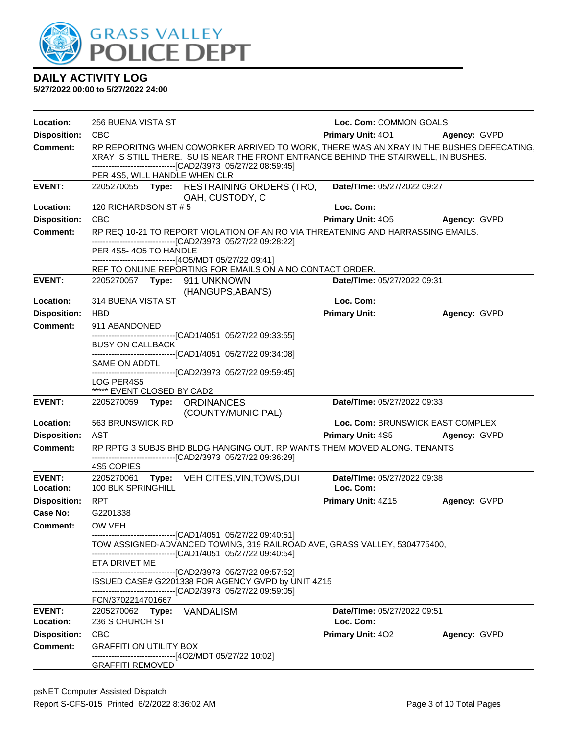# DAILY ACTIVITY LOG

**5/27/2022 00:00 to 5/27/2022 24:00**

**Location:** 256 BUENA VISTA ST **Loc. Com:** COMMON GOALS
**Disposition:** CBC **Primary Unit:** 4O1 **Agency:** GVPD
**Comment:** RP REPORITNG WHEN COWORKER ARRIVED TO WORK, THERE WAS AN XRAY IN THE BUSHES DEFECATING, XRAY IS STILL THERE. SU IS NEAR THE FRONT ENTRANCE BEHIND THE STAIRWELL, IN BUSHES.
------------------------------[CAD2/3973 05/27/22 08:59:45]
PER 4S5, WILL HANDLE WHEN CLR

---

**EVENT:** 2205270055 **Type:** RESTRAINING ORDERS (TRO, OAH, CUSTODY, C **Date/TIme:** 05/27/2022 09:27
**Location:** 120 RICHARDSON ST # 5 **Loc. Com:**
**Disposition:** CBC **Primary Unit:** 4O5 **Agency:** GVPD
**Comment:** RP REQ 10-21 TO REPORT VIOLATION OF AN RO VIA THREATENING AND HARRASSING EMAILS.
------------------------------[CAD2/3973 05/27/22 09:28:22]
PER 4S5- 4O5 TO HANDLE
------------------------------[4O5/MDT 05/27/22 09:41]
REF TO ONLINE REPORTING FOR EMAILS ON A NO CONTACT ORDER.

---

**EVENT:** 2205270057 **Type:** 911 UNKNOWN (HANGUPS,ABAN'S) **Date/TIme:** 05/27/2022 09:31
**Location:** 314 BUENA VISTA ST **Loc. Com:**
**Disposition:** HBD **Primary Unit:** **Agency:** GVPD
**Comment:** 911 ABANDONED
------------------------------[CAD1/4051 05/27/22 09:33:55]
BUSY ON CALLBACK
------------------------------[CAD1/4051 05/27/22 09:34:08]
SAME ON ADDTL
------------------------------[CAD2/3973 05/27/22 09:59:45]
LOG PER4S5
***** EVENT CLOSED BY CAD2

---

**EVENT:** 2205270059 **Type:** ORDINANCES (COUNTY/MUNICIPAL) **Date/TIme:** 05/27/2022 09:33
**Location:** 563 BRUNSWICK RD **Loc. Com:** BRUNSWICK EAST COMPLEX
**Disposition:** AST **Primary Unit:** 4S5 **Agency:** GVPD
**Comment:** RP RPTG 3 SUBJS BHD BLDG HANGING OUT. RP WANTS THEM MOVED ALONG. TENANTS
------------------------------[CAD2/3973 05/27/22 09:36:29]
4S5 COPIES

---

**EVENT:** 2205270061 **Type:** VEH CITES,VIN,TOWS,DUI **Date/TIme:** 05/27/2022 09:38
**Location:** 100 BLK SPRINGHILL **Loc. Com:**
**Disposition:** RPT **Primary Unit:** 4Z15 **Agency:** GVPD
**Case No:** G2201338
**Comment:** OW VEH
------------------------------[CAD1/4051 05/27/22 09:40:51]
TOW ASSIGNED-ADVANCED TOWING, 319 RAILROAD AVE, GRASS VALLEY, 5304775400,
------------------------------[CAD1/4051 05/27/22 09:40:54]
ETA DRIVETIME
------------------------------[CAD2/3973 05/27/22 09:57:52]
ISSUED CASE# G2201338 FOR AGENCY GVPD by UNIT 4Z15
------------------------------[CAD2/3973 05/27/22 09:59:05]
FCN/3702214701667

---

**EVENT:** 2205270062 **Type:** VANDALISM **Date/TIme:** 05/27/2022 09:51
**Location:** 236 S CHURCH ST **Loc. Com:**
**Disposition:** CBC **Primary Unit:** 4O2 **Agency:** GVPD
**Comment:** GRAFFITI ON UTILITY BOX
------------------------------[4O2/MDT 05/27/22 10:02]
GRAFFITI REMOVED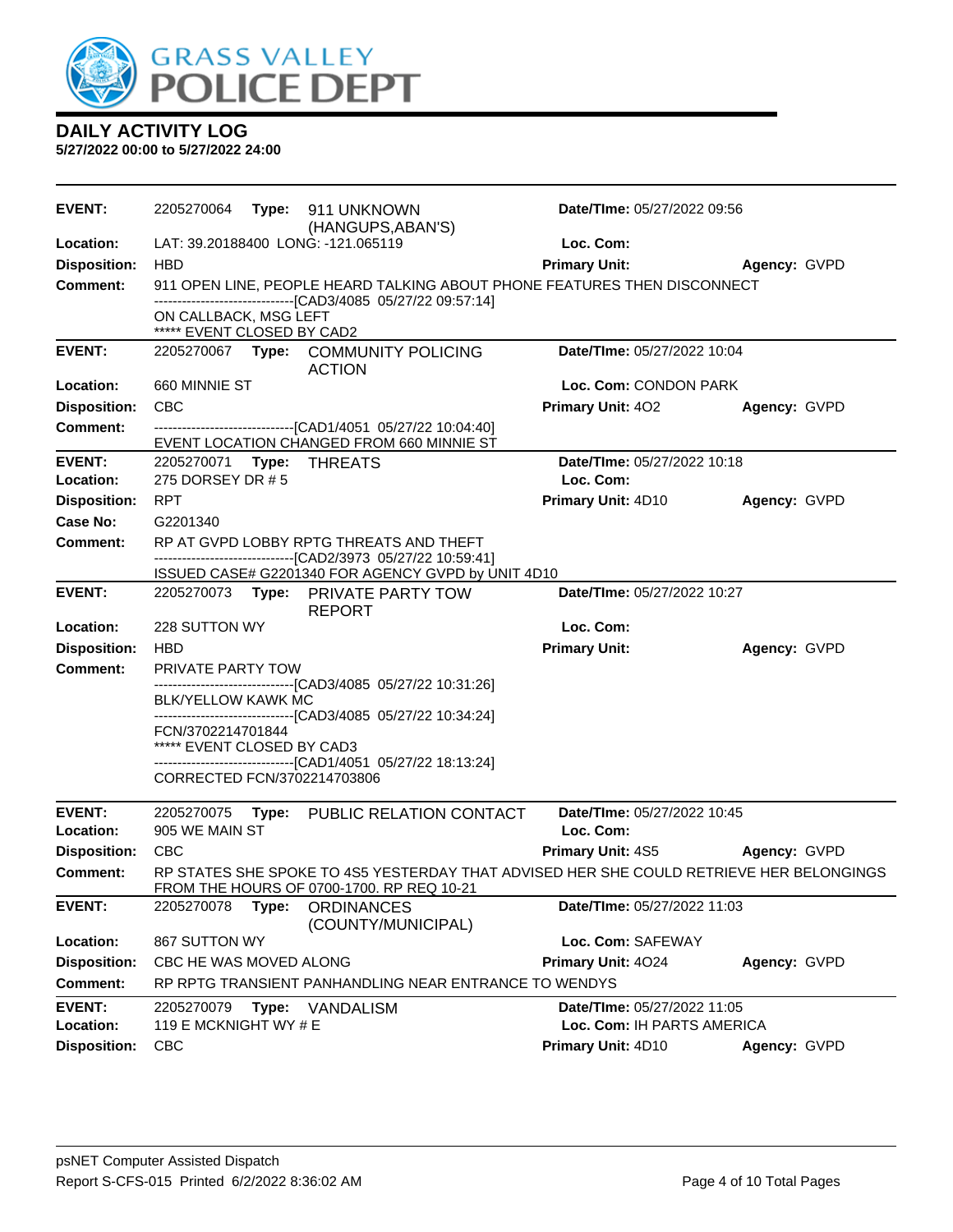GRASS VALLEY POLICE DEPT

## DAILY ACTIVITY LOG

**5/27/2022 00:00 to 5/27/2022 24:00**

| | | | |
|---|---|---|---|
| **EVENT:** | 2205270064 **Type:** 911 UNKNOWN (HANGUPS,ABAN'S) | **Date/TIme:** 05/27/2022 09:56 | |
| **Location:** | LAT: 39.20188400 LONG: -121.065119 | **Loc. Com:** | |
| **Disposition:** | HBD | **Primary Unit:** | **Agency:** GVPD |
| **Comment:** | 911 OPEN LINE, PEOPLE HEARD TALKING ABOUT PHONE FEATURES THEN DISCONNECT<br>------------------------------[CAD3/4085 05/27/22 09:57:14]<br>ON CALLBACK, MSG LEFT<br>***** EVENT CLOSED BY CAD2 | | |

| | | | |
|---|---|---|---|
| **EVENT:** | 2205270067 **Type:** COMMUNITY POLICING ACTION | **Date/TIme:** 05/27/2022 10:04 | |
| **Location:** | 660 MINNIE ST | **Loc. Com:** CONDON PARK | |
| **Disposition:** | CBC | **Primary Unit:** 4O2 | **Agency:** GVPD |
| **Comment:** | ------------------------------[CAD1/4051 05/27/22 10:04:40]<br>EVENT LOCATION CHANGED FROM 660 MINNIE ST | | |

| | | | |
|---|---|---|---|
| **EVENT:** | 2205270071 **Type:** THREATS | **Date/TIme:** 05/27/2022 10:18 | |
| **Location:** | 275 DORSEY DR # 5 | **Loc. Com:** | |
| **Disposition:** | RPT | **Primary Unit:** 4D10 | **Agency:** GVPD |
| **Case No:** | G2201340 | | |
| **Comment:** | RP AT GVPD LOBBY RPTG THREATS AND THEFT<br>------------------------------[CAD2/3973 05/27/22 10:59:41]<br>ISSUED CASE# G2201340 FOR AGENCY GVPD by UNIT 4D10 | | |

| | | | |
|---|---|---|---|
| **EVENT:** | 2205270073 **Type:** PRIVATE PARTY TOW REPORT | **Date/TIme:** 05/27/2022 10:27 | |
| **Location:** | 228 SUTTON WY | **Loc. Com:** | |
| **Disposition:** | HBD | **Primary Unit:** | **Agency:** GVPD |
| **Comment:** | PRIVATE PARTY TOW<br>------------------------------[CAD3/4085 05/27/22 10:31:26]<br>BLK/YELLOW KAWK MC<br>------------------------------[CAD3/4085 05/27/22 10:34:24]<br>FCN/3702214701844<br>***** EVENT CLOSED BY CAD3<br>------------------------------[CAD1/4051 05/27/22 18:13:24]<br>CORRECTED FCN/3702214703806 | | |

| | | | |
|---|---|---|---|
| **EVENT:** | 2205270075 **Type:** PUBLIC RELATION CONTACT | **Date/TIme:** 05/27/2022 10:45 | |
| **Location:** | 905 WE MAIN ST | **Loc. Com:** | |
| **Disposition:** | CBC | **Primary Unit:** 4S5 | **Agency:** GVPD |
| **Comment:** | RP STATES SHE SPOKE TO 4S5 YESTERDAY THAT ADVISED HER SHE COULD RETRIEVE HER BELONGINGS FROM THE HOURS OF 0700-1700. RP REQ 10-21 | | |

| | | | |
|---|---|---|---|
| **EVENT:** | 2205270078 **Type:** ORDINANCES (COUNTY/MUNICIPAL) | **Date/TIme:** 05/27/2022 11:03 | |
| **Location:** | 867 SUTTON WY | **Loc. Com:** SAFEWAY | |
| **Disposition:** | CBC HE WAS MOVED ALONG | **Primary Unit:** 4O24 | **Agency:** GVPD |
| **Comment:** | RP RPTG TRANSIENT PANHANDLING NEAR ENTRANCE TO WENDYS | | |

| | | | |
|---|---|---|---|
| **EVENT:** | 2205270079 **Type:** VANDALISM | **Date/TIme:** 05/27/2022 11:05 | |
| **Location:** | 119 E MCKNIGHT WY # E | **Loc. Com:** IH PARTS AMERICA | |
| **Disposition:** | CBC | **Primary Unit:** 4D10 | **Agency:** GVPD |

psNET Computer Assisted Dispatch
Report S-CFS-015 Printed 6/2/2022 8:36:02 AM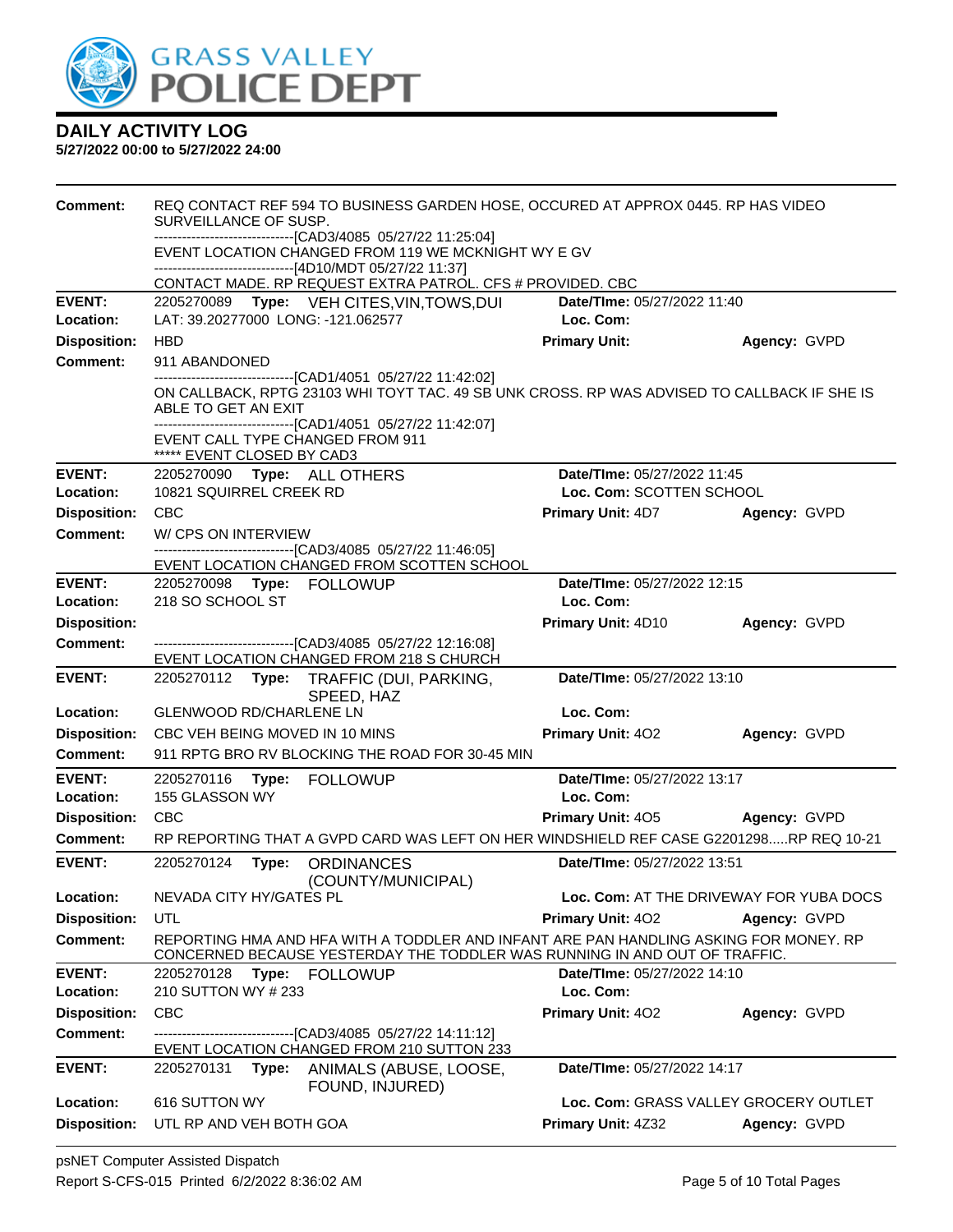# DAILY ACTIVITY LOG

**5/27/2022 00:00 to 5/27/2022 24:00**

**Comment:** REQ CONTACT REF 594 TO BUSINESS GARDEN HOSE, OCCURED AT APPROX 0445. RP HAS VIDEO SURVEILLANCE OF SUSP.
------------------------------[CAD3/4085 05/27/22 11:25:04]
EVENT LOCATION CHANGED FROM 119 WE MCKNIGHT WY E GV
------------------------------[4D10/MDT 05/27/22 11:37]
CONTACT MADE. RP REQUEST EXTRA PATROL. CFS # PROVIDED. CBC

---

**EVENT:** 2205270089 **Type:** VEH CITES,VIN,TOWS,DUI **Date/TIme:** 05/27/2022 11:40
**Location:** LAT: 39.20277000 LONG: -121.062577 **Loc. Com:**
**Disposition:** HBD **Primary Unit:** **Agency:** GVPD
**Comment:** 911 ABANDONED
------------------------------[CAD1/4051 05/27/22 11:42:02]
ON CALLBACK, RPTG 23103 WHI TOYT TAC. 49 SB UNK CROSS. RP WAS ADVISED TO CALLBACK IF SHE IS ABLE TO GET AN EXIT
------------------------------[CAD1/4051 05/27/22 11:42:07]
EVENT CALL TYPE CHANGED FROM 911
***** EVENT CLOSED BY CAD3

---

**EVENT:** 2205270090 **Type:** ALL OTHERS **Date/TIme:** 05/27/2022 11:45
**Location:** 10821 SQUIRREL CREEK RD **Loc. Com:** SCOTTEN SCHOOL
**Disposition:** CBC **Primary Unit:** 4D7 **Agency:** GVPD
**Comment:** W/ CPS ON INTERVIEW
------------------------------[CAD3/4085 05/27/22 11:46:05]
EVENT LOCATION CHANGED FROM SCOTTEN SCHOOL

---

**EVENT:** 2205270098 **Type:** FOLLOWUP **Date/TIme:** 05/27/2022 12:15
**Location:** 218 SO SCHOOL ST **Loc. Com:**
**Disposition:** **Primary Unit:** 4D10 **Agency:** GVPD
**Comment:** ------------------------------[CAD3/4085 05/27/22 12:16:08]
EVENT LOCATION CHANGED FROM 218 S CHURCH

---

**EVENT:** 2205270112 **Type:** TRAFFIC (DUI, PARKING, SPEED, HAZ **Date/TIme:** 05/27/2022 13:10
**Location:** GLENWOOD RD/CHARLENE LN **Loc. Com:**
**Disposition:** CBC VEH BEING MOVED IN 10 MINS **Primary Unit:** 4O2 **Agency:** GVPD
**Comment:** 911 RPTG BRO RV BLOCKING THE ROAD FOR 30-45 MIN

---

**EVENT:** 2205270116 **Type:** FOLLOWUP **Date/TIme:** 05/27/2022 13:17
**Location:** 155 GLASSON WY **Loc. Com:**
**Disposition:** CBC **Primary Unit:** 4O5 **Agency:** GVPD
**Comment:** RP REPORTING THAT A GVPD CARD WAS LEFT ON HER WINDSHIELD REF CASE G2201298.....RP REQ 10-21

---

**EVENT:** 2205270124 **Type:** ORDINANCES (COUNTY/MUNICIPAL) **Date/TIme:** 05/27/2022 13:51
**Location:** NEVADA CITY HY/GATES PL **Loc. Com:** AT THE DRIVEWAY FOR YUBA DOCS
**Disposition:** UTL **Primary Unit:** 4O2 **Agency:** GVPD
**Comment:** REPORTING HMA AND HFA WITH A TODDLER AND INFANT ARE PAN HANDLING ASKING FOR MONEY. RP CONCERNED BECAUSE YESTERDAY THE TODDLER WAS RUNNING IN AND OUT OF TRAFFIC.

---

**EVENT:** 2205270128 **Type:** FOLLOWUP **Date/TIme:** 05/27/2022 14:10
**Location:** 210 SUTTON WY # 233 **Loc. Com:**
**Disposition:** CBC **Primary Unit:** 4O2 **Agency:** GVPD
**Comment:** ------------------------------[CAD3/4085 05/27/22 14:11:12]
EVENT LOCATION CHANGED FROM 210 SUTTON 233

---

**EVENT:** 2205270131 **Type:** ANIMALS (ABUSE, LOOSE, FOUND, INJURED) **Date/TIme:** 05/27/2022 14:17
**Location:** 616 SUTTON WY **Loc. Com:** GRASS VALLEY GROCERY OUTLET
**Disposition:** UTL RP AND VEH BOTH GOA **Primary Unit:** 4Z32 **Agency:** GVPD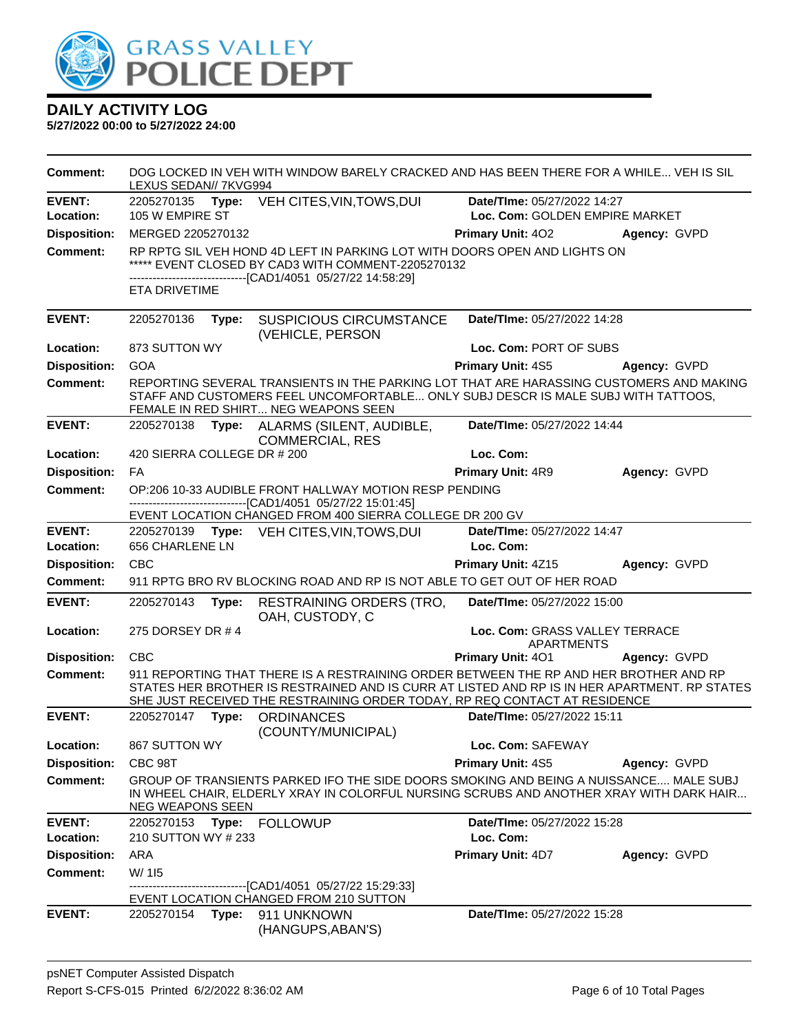# DAILY ACTIVITY LOG

**5/27/2022 00:00 to 5/27/2022 24:00**

**Comment:** DOG LOCKED IN VEH WITH WINDOW BARELY CRACKED AND HAS BEEN THERE FOR A WHILE... VEH IS SIL LEXUS SEDAN// 7KVG994

---

**EVENT:** 2205270135 **Type:** VEH CITES,VIN,TOWS,DUI **Date/TIme:** 05/27/2022 14:27
**Location:** 105 W EMPIRE ST **Loc. Com:** GOLDEN EMPIRE MARKET
**Disposition:** MERGED 2205270132 **Primary Unit:** 4O2 **Agency:** GVPD
**Comment:** RP RPTG SIL VEH HOND 4D LEFT IN PARKING LOT WITH DOORS OPEN AND LIGHTS ON
***** EVENT CLOSED BY CAD3 WITH COMMENT-2205270132
------------------------------[CAD1/4051 05/27/22 14:58:29]
ETA DRIVETIME

---

**EVENT:** 2205270136 **Type:** SUSPICIOUS CIRCUMSTANCE (VEHICLE, PERSON **Date/TIme:** 05/27/2022 14:28
**Location:** 873 SUTTON WY **Loc. Com:** PORT OF SUBS
**Disposition:** GOA **Primary Unit:** 4S5 **Agency:** GVPD
**Comment:** REPORTING SEVERAL TRANSIENTS IN THE PARKING LOT THAT ARE HARASSING CUSTOMERS AND MAKING STAFF AND CUSTOMERS FEEL UNCOMFORTABLE... ONLY SUBJ DESCR IS MALE SUBJ WITH TATTOOS, FEMALE IN RED SHIRT... NEG WEAPONS SEEN

---

**EVENT:** 2205270138 **Type:** ALARMS (SILENT, AUDIBLE, COMMERCIAL, RES **Date/TIme:** 05/27/2022 14:44
**Location:** 420 SIERRA COLLEGE DR # 200 **Loc. Com:**
**Disposition:** FA **Primary Unit:** 4R9 **Agency:** GVPD
**Comment:** OP:206 10-33 AUDIBLE FRONT HALLWAY MOTION RESP PENDING
------------------------------[CAD1/4051 05/27/22 15:01:45]
EVENT LOCATION CHANGED FROM 400 SIERRA COLLEGE DR 200 GV

---

**EVENT:** 2205270139 **Type:** VEH CITES,VIN,TOWS,DUI **Date/TIme:** 05/27/2022 14:47
**Location:** 656 CHARLENE LN **Loc. Com:**
**Disposition:** CBC **Primary Unit:** 4Z15 **Agency:** GVPD
**Comment:** 911 RPTG BRO RV BLOCKING ROAD AND RP IS NOT ABLE TO GET OUT OF HER ROAD

---

**EVENT:** 2205270143 **Type:** RESTRAINING ORDERS (TRO, OAH, CUSTODY, C **Date/TIme:** 05/27/2022 15:00
**Location:** 275 DORSEY DR # 4 **Loc. Com:** GRASS VALLEY TERRACE APARTMENTS
**Disposition:** CBC **Primary Unit:** 4O1 **Agency:** GVPD
**Comment:** 911 REPORTING THAT THERE IS A RESTRAINING ORDER BETWEEN THE RP AND HER BROTHER AND RP STATES HER BROTHER IS RESTRAINED AND IS CURR AT LISTED AND RP IS IN HER APARTMENT. RP STATES SHE JUST RECEIVED THE RESTRAINING ORDER TODAY, RP REQ CONTACT AT RESIDENCE

---

**EVENT:** 2205270147 **Type:** ORDINANCES (COUNTY/MUNICIPAL) **Date/TIme:** 05/27/2022 15:11
**Location:** 867 SUTTON WY **Loc. Com:** SAFEWAY
**Disposition:** CBC 98T **Primary Unit:** 4S5 **Agency:** GVPD
**Comment:** GROUP OF TRANSIENTS PARKED IFO THE SIDE DOORS SMOKING AND BEING A NUISSANCE.... MALE SUBJ IN WHEEL CHAIR, ELDERLY XRAY IN COLORFUL NURSING SCRUBS AND ANOTHER XRAY WITH DARK HAIR... NEG WEAPONS SEEN

---

**EVENT:** 2205270153 **Type:** FOLLOWUP **Date/TIme:** 05/27/2022 15:28
**Location:** 210 SUTTON WY # 233 **Loc. Com:**
**Disposition:** ARA **Primary Unit:** 4D7 **Agency:** GVPD
**Comment:** W/ 1I5
------------------------------[CAD1/4051 05/27/22 15:29:33]
EVENT LOCATION CHANGED FROM 210 SUTTON

---

**EVENT:** 2205270154 **Type:** 911 UNKNOWN (HANGUPS,ABAN'S) **Date/TIme:** 05/27/2022 15:28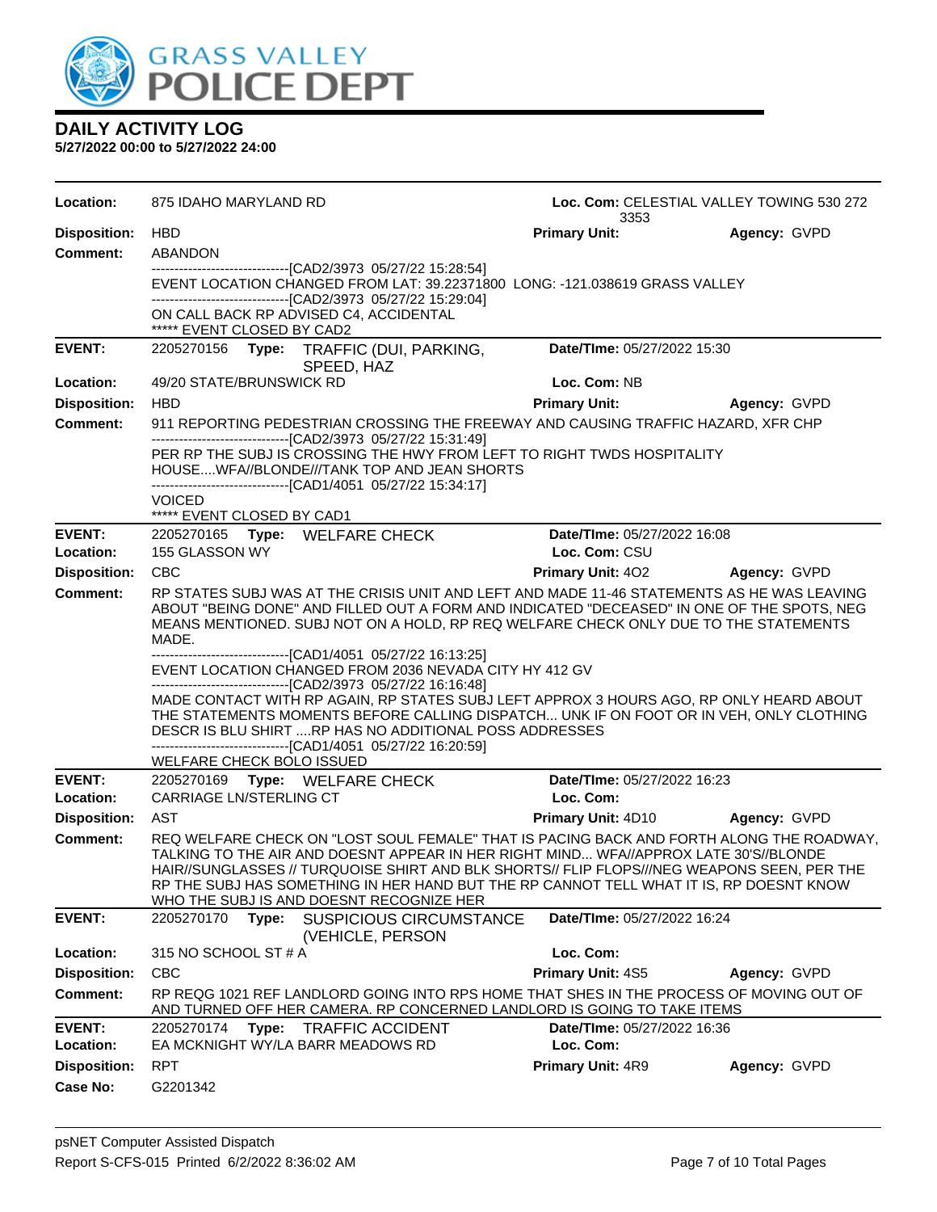# DAILY ACTIVITY LOG

**5/27/2022 00:00 to 5/27/2022 24:00**

**Location:** 875 IDAHO MARYLAND RD  **Loc. Com:** CELESTIAL VALLEY TOWING 530 272 3353

**Disposition:** HBD  **Primary Unit:**  **Agency:** GVPD

**Comment:** ABANDON

------------------------------[CAD2/3973 05/27/22 15:28:54]

EVENT LOCATION CHANGED FROM LAT: 39.22371800 LONG: -121.038619 GRASS VALLEY

------------------------------[CAD2/3973 05/27/22 15:29:04]

ON CALL BACK RP ADVISED C4, ACCIDENTAL

***** EVENT CLOSED BY CAD2

---

**EVENT:** 2205270156  **Type:** TRAFFIC (DUI, PARKING, SPEED, HAZ  **Date/TIme:** 05/27/2022 15:30

**Location:** 49/20 STATE/BRUNSWICK RD  **Loc. Com:** NB

**Disposition:** HBD  **Primary Unit:**  **Agency:** GVPD

**Comment:** 911 REPORTING PEDESTRIAN CROSSING THE FREEWAY AND CAUSING TRAFFIC HAZARD, XFR CHP

------------------------------[CAD2/3973 05/27/22 15:31:49]

PER RP THE SUBJ IS CROSSING THE HWY FROM LEFT TO RIGHT TWDS HOSPITALITY HOUSE....WFA//BLONDE///TANK TOP AND JEAN SHORTS

------------------------------[CAD1/4051 05/27/22 15:34:17]

VOICED

***** EVENT CLOSED BY CAD1

---

**EVENT:** 2205270165  **Type:** WELFARE CHECK  **Date/TIme:** 05/27/2022 16:08

**Location:** 155 GLASSON WY  **Loc. Com:** CSU

**Disposition:** CBC  **Primary Unit:** 4O2  **Agency:** GVPD

**Comment:** RP STATES SUBJ WAS AT THE CRISIS UNIT AND LEFT AND MADE 11-46 STATEMENTS AS HE WAS LEAVING ABOUT "BEING DONE" AND FILLED OUT A FORM AND INDICATED "DECEASED" IN ONE OF THE SPOTS, NEG MEANS MENTIONED. SUBJ NOT ON A HOLD, RP REQ WELFARE CHECK ONLY DUE TO THE STATEMENTS MADE.

------------------------------[CAD1/4051 05/27/22 16:13:25]

EVENT LOCATION CHANGED FROM 2036 NEVADA CITY HY 412 GV

------------------------------[CAD2/3973 05/27/22 16:16:48]

MADE CONTACT WITH RP AGAIN, RP STATES SUBJ LEFT APPROX 3 HOURS AGO, RP ONLY HEARD ABOUT THE STATEMENTS MOMENTS BEFORE CALLING DISPATCH... UNK IF ON FOOT OR IN VEH, ONLY CLOTHING DESCR IS BLU SHIRT ....RP HAS NO ADDITIONAL POSS ADDRESSES

------------------------------[CAD1/4051 05/27/22 16:20:59]

WELFARE CHECK BOLO ISSUED

---

**EVENT:** 2205270169  **Type:** WELFARE CHECK  **Date/TIme:** 05/27/2022 16:23

**Location:** CARRIAGE LN/STERLING CT  **Loc. Com:**

**Disposition:** AST  **Primary Unit:** 4D10  **Agency:** GVPD

**Comment:** REQ WELFARE CHECK ON "LOST SOUL FEMALE" THAT IS PACING BACK AND FORTH ALONG THE ROADWAY, TALKING TO THE AIR AND DOESNT APPEAR IN HER RIGHT MIND... WFA//APPROX LATE 30'S//BLONDE HAIR//SUNGLASSES // TURQUOISE SHIRT AND BLK SHORTS// FLIP FLOPS///NEG WEAPONS SEEN, PER THE RP THE SUBJ HAS SOMETHING IN HER HAND BUT THE RP CANNOT TELL WHAT IT IS, RP DOESNT KNOW WHO THE SUBJ IS AND DOESNT RECOGNIZE HER

---

**EVENT:** 2205270170  **Type:** SUSPICIOUS CIRCUMSTANCE (VEHICLE, PERSON  **Date/TIme:** 05/27/2022 16:24

**Location:** 315 NO SCHOOL ST # A  **Loc. Com:**

**Disposition:** CBC  **Primary Unit:** 4S5  **Agency:** GVPD

**Comment:** RP REQG 1021 REF LANDLORD GOING INTO RPS HOME THAT SHES IN THE PROCESS OF MOVING OUT OF AND TURNED OFF HER CAMERA. RP CONCERNED LANDLORD IS GOING TO TAKE ITEMS

---

**EVENT:** 2205270174  **Type:** TRAFFIC ACCIDENT  **Date/TIme:** 05/27/2022 16:36

**Location:** EA MCKNIGHT WY/LA BARR MEADOWS RD  **Loc. Com:**

**Disposition:** RPT  **Primary Unit:** 4R9  **Agency:** GVPD

**Case No:** G2201342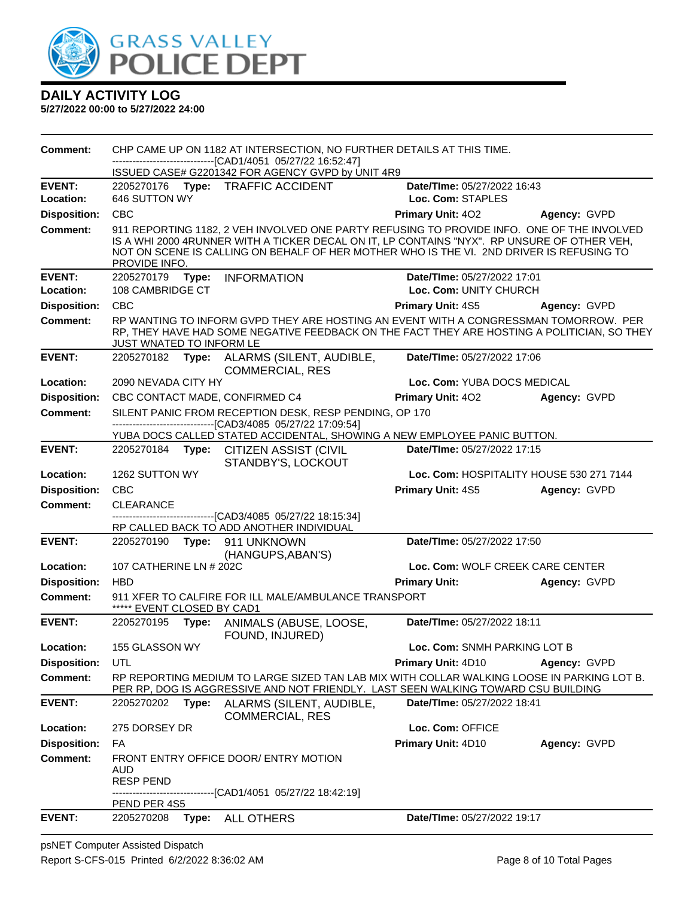# DAILY ACTIVITY LOG

**5/27/2022 00:00 to 5/27/2022 24:00**

**Comment:** CHP CAME UP ON 1182 AT INTERSECTION, NO FURTHER DETAILS AT THIS TIME.
------------------------------[CAD1/4051 05/27/22 16:52:47]
ISSUED CASE# G2201342 FOR AGENCY GVPD by UNIT 4R9

| | | | |
|---|---|---|---|
| **EVENT:** | 2205270176 **Type:** TRAFFIC ACCIDENT | **Date/TIme:** 05/27/2022 16:43 | |
| **Location:** | 646 SUTTON WY | **Loc. Com:** STAPLES | |
| **Disposition:** | CBC | **Primary Unit:** 4O2 | **Agency:** GVPD |
| **Comment:** | 911 REPORTING 1182, 2 VEH INVOLVED ONE PARTY REFUSING TO PROVIDE INFO. ONE OF THE INVOLVED IS A WHI 2000 4RUNNER WITH A TICKER DECAL ON IT, LP CONTAINS "NYX". RP UNSURE OF OTHER VEH, NOT ON SCENE IS CALLING ON BEHALF OF HER MOTHER WHO IS THE VI. 2ND DRIVER IS REFUSING TO PROVIDE INFO. | | |

| | | | |
|---|---|---|---|
| **EVENT:** | 2205270179 **Type:** INFORMATION | **Date/TIme:** 05/27/2022 17:01 | |
| **Location:** | 108 CAMBRIDGE CT | **Loc. Com:** UNITY CHURCH | |
| **Disposition:** | CBC | **Primary Unit:** 4S5 | **Agency:** GVPD |
| **Comment:** | RP WANTING TO INFORM GVPD THEY ARE HOSTING AN EVENT WITH A CONGRESSMAN TOMORROW. PER RP, THEY HAVE HAD SOME NEGATIVE FEEDBACK ON THE FACT THEY ARE HOSTING A POLITICIAN, SO THEY JUST WNATED TO INFORM LE | | |

| | | | |
|---|---|---|---|
| **EVENT:** | 2205270182 **Type:** ALARMS (SILENT, AUDIBLE, COMMERCIAL, RES | **Date/TIme:** 05/27/2022 17:06 | |
| **Location:** | 2090 NEVADA CITY HY | **Loc. Com:** YUBA DOCS MEDICAL | |
| **Disposition:** | CBC CONTACT MADE, CONFIRMED C4 | **Primary Unit:** 4O2 | **Agency:** GVPD |
| **Comment:** | SILENT PANIC FROM RECEPTION DESK, RESP PENDING, OP 170<br>------------------------------[CAD3/4085 05/27/22 17:09:54]<br>YUBA DOCS CALLED STATED ACCIDENTAL, SHOWING A NEW EMPLOYEE PANIC BUTTON. | | |

| | | | |
|---|---|---|---|
| **EVENT:** | 2205270184 **Type:** CITIZEN ASSIST (CIVIL STANDBY'S, LOCKOUT | **Date/TIme:** 05/27/2022 17:15 | |
| **Location:** | 1262 SUTTON WY | **Loc. Com:** HOSPITALITY HOUSE 530 271 7144 | |
| **Disposition:** | CBC | **Primary Unit:** 4S5 | **Agency:** GVPD |
| **Comment:** | CLEARANCE<br>------------------------------[CAD3/4085 05/27/22 18:15:34]<br>RP CALLED BACK TO ADD ANOTHER INDIVIDUAL | | |

| | | | |
|---|---|---|---|
| **EVENT:** | 2205270190 **Type:** 911 UNKNOWN (HANGUPS,ABAN'S) | **Date/TIme:** 05/27/2022 17:50 | |
| **Location:** | 107 CATHERINE LN # 202C | **Loc. Com:** WOLF CREEK CARE CENTER | |
| **Disposition:** | HBD | **Primary Unit:** | **Agency:** GVPD |
| **Comment:** | 911 XFER TO CALFIRE FOR ILL MALE/AMBULANCE TRANSPORT<br>***** EVENT CLOSED BY CAD1 | | |

| | | | |
|---|---|---|---|
| **EVENT:** | 2205270195 **Type:** ANIMALS (ABUSE, LOOSE, FOUND, INJURED) | **Date/TIme:** 05/27/2022 18:11 | |
| **Location:** | 155 GLASSON WY | **Loc. Com:** SNMH PARKING LOT B | |
| **Disposition:** | UTL | **Primary Unit:** 4D10 | **Agency:** GVPD |
| **Comment:** | RP REPORTING MEDIUM TO LARGE SIZED TAN LAB MIX WITH COLLAR WALKING LOOSE IN PARKING LOT B. PER RP, DOG IS AGGRESSIVE AND NOT FRIENDLY. LAST SEEN WALKING TOWARD CSU BUILDING | | |

| | | | |
|---|---|---|---|
| **EVENT:** | 2205270202 **Type:** ALARMS (SILENT, AUDIBLE, COMMERCIAL, RES | **Date/TIme:** 05/27/2022 18:41 | |
| **Location:** | 275 DORSEY DR | **Loc. Com:** OFFICE | |
| **Disposition:** | FA | **Primary Unit:** 4D10 | **Agency:** GVPD |
| **Comment:** | FRONT ENTRY OFFICE DOOR/ ENTRY MOTION<br>AUD<br>RESP PEND<br>------------------------------[CAD1/4051 05/27/22 18:42:19]<br>PEND PER 4S5 | | |

| | | | |
|---|---|---|---|
| **EVENT:** | 2205270208 **Type:** ALL OTHERS | **Date/TIme:** 05/27/2022 19:17 | |

psNET Computer Assisted Dispatch
Report S-CFS-015 Printed 6/2/2022 8:36:02 AM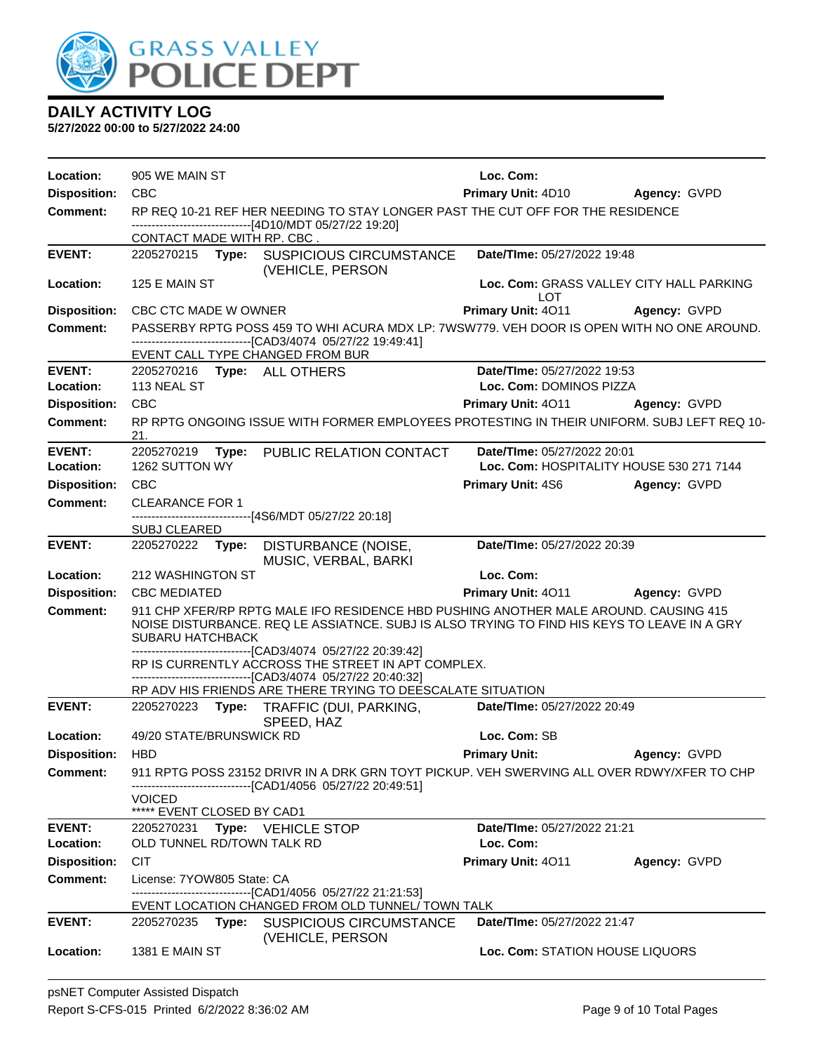# DAILY ACTIVITY LOG

**5/27/2022 00:00 to 5/27/2022 24:00**

| | | | |
|---|---|---|---|
| **Location:** | 905 WE MAIN ST | **Loc. Com:** | |
| **Disposition:** | CBC | **Primary Unit:** 4D10 | **Agency:** GVPD |
| **Comment:** | RP REQ 10-21 REF HER NEEDING TO STAY LONGER PAST THE CUT OFF FOR THE RESIDENCE<br>------------------------------[4D10/MDT 05/27/22 19:20]<br>CONTACT MADE WITH RP. CBC . | | |

| | | | |
|---|---|---|---|
| **EVENT:** | 2205270215 **Type:** SUSPICIOUS CIRCUMSTANCE (VEHICLE, PERSON | **Date/TIme:** 05/27/2022 19:48 | |
| **Location:** | 125 E MAIN ST | **Loc. Com:** GRASS VALLEY CITY HALL PARKING LOT | |
| **Disposition:** | CBC CTC MADE W OWNER | **Primary Unit:** 4O11 | **Agency:** GVPD |
| **Comment:** | PASSERBY RPTG POSS 459 TO WHI ACURA MDX LP: 7WSW779. VEH DOOR IS OPEN WITH NO ONE AROUND.<br>------------------------------[CAD3/4074 05/27/22 19:49:41]<br>EVENT CALL TYPE CHANGED FROM BUR | | |

| | | | |
|---|---|---|---|
| **EVENT:** | 2205270216 **Type:** ALL OTHERS | **Date/TIme:** 05/27/2022 19:53 | |
| **Location:** | 113 NEAL ST | **Loc. Com:** DOMINOS PIZZA | |
| **Disposition:** | CBC | **Primary Unit:** 4O11 | **Agency:** GVPD |
| **Comment:** | RP RPTG ONGOING ISSUE WITH FORMER EMPLOYEES PROTESTING IN THEIR UNIFORM. SUBJ LEFT REQ 10-21. | | |

| | | | |
|---|---|---|---|
| **EVENT:** | 2205270219 **Type:** PUBLIC RELATION CONTACT | **Date/TIme:** 05/27/2022 20:01 | |
| **Location:** | 1262 SUTTON WY | **Loc. Com:** HOSPITALITY HOUSE 530 271 7144 | |
| **Disposition:** | CBC | **Primary Unit:** 4S6 | **Agency:** GVPD |
| **Comment:** | CLEARANCE FOR 1<br>------------------------------[4S6/MDT 05/27/22 20:18]<br>SUBJ CLEARED | | |

| | | | |
|---|---|---|---|
| **EVENT:** | 2205270222 **Type:** DISTURBANCE (NOISE, MUSIC, VERBAL, BARKI | **Date/TIme:** 05/27/2022 20:39 | |
| **Location:** | 212 WASHINGTON ST | **Loc. Com:** | |
| **Disposition:** | CBC MEDIATED | **Primary Unit:** 4O11 | **Agency:** GVPD |
| **Comment:** | 911 CHP XFER/RP RPTG MALE IFO RESIDENCE HBD PUSHING ANOTHER MALE AROUND. CAUSING 415 NOISE DISTURBANCE. REQ LE ASSIATNCE. SUBJ IS ALSO TRYING TO FIND HIS KEYS TO LEAVE IN A GRY SUBARU HATCHBACK<br>------------------------------[CAD3/4074 05/27/22 20:39:42]<br>RP IS CURRENTLY ACCROSS THE STREET IN APT COMPLEX.<br>------------------------------[CAD3/4074 05/27/22 20:40:32]<br>RP ADV HIS FRIENDS ARE THERE TRYING TO DEESCALATE SITUATION | | |

| | | | |
|---|---|---|---|
| **EVENT:** | 2205270223 **Type:** TRAFFIC (DUI, PARKING, SPEED, HAZ | **Date/TIme:** 05/27/2022 20:49 | |
| **Location:** | 49/20 STATE/BRUNSWICK RD | **Loc. Com:** SB | |
| **Disposition:** | HBD | **Primary Unit:** | **Agency:** GVPD |
| **Comment:** | 911 RPTG POSS 23152 DRIVR IN A DRK GRN TOYT PICKUP. VEH SWERVING ALL OVER RDWY/XFER TO CHP<br>------------------------------[CAD1/4056 05/27/22 20:49:51]<br>VOICED<br>***** EVENT CLOSED BY CAD1 | | |

| | | | |
|---|---|---|---|
| **EVENT:** | 2205270231 **Type:** VEHICLE STOP | **Date/TIme:** 05/27/2022 21:21 | |
| **Location:** | OLD TUNNEL RD/TOWN TALK RD | **Loc. Com:** | |
| **Disposition:** | CIT | **Primary Unit:** 4O11 | **Agency:** GVPD |
| **Comment:** | License: 7YOW805 State: CA<br>------------------------------[CAD1/4056 05/27/22 21:21:53]<br>EVENT LOCATION CHANGED FROM OLD TUNNEL/ TOWN TALK | | |

| | | | |
|---|---|---|---|
| **EVENT:** | 2205270235 **Type:** SUSPICIOUS CIRCUMSTANCE (VEHICLE, PERSON | **Date/TIme:** 05/27/2022 21:47 | |
| **Location:** | 1381 E MAIN ST | **Loc. Com:** STATION HOUSE LIQUORS | |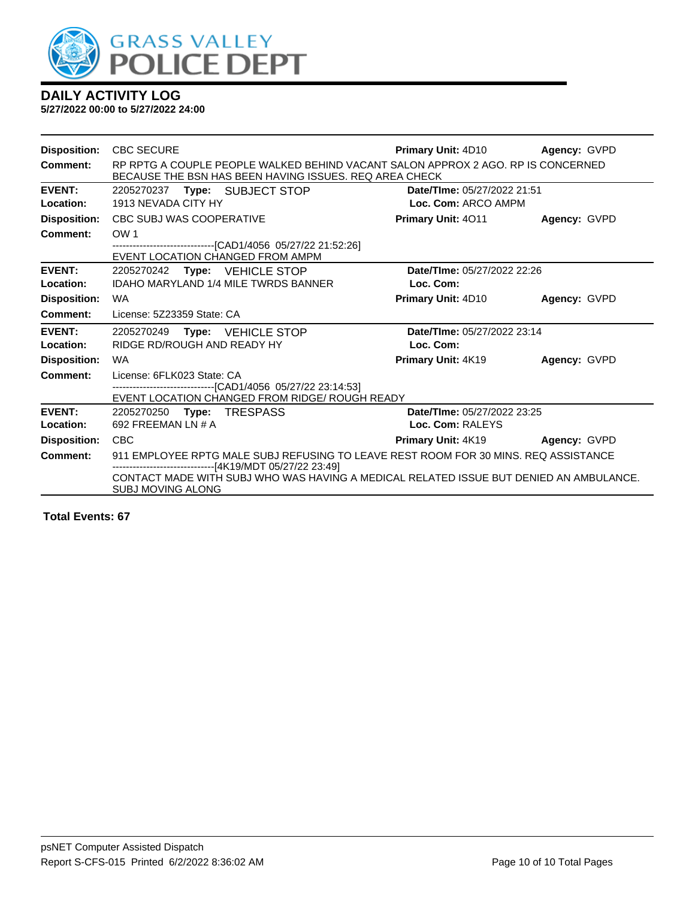GRASS VALLEY POLICE DEPT

## DAILY ACTIVITY LOG

**5/27/2022 00:00 to 5/27/2022 24:00**

**Disposition:** CBC SECURE **Primary Unit:** 4D10 **Agency:** GVPD
**Comment:** RP RPTG A COUPLE PEOPLE WALKED BEHIND VACANT SALON APPROX 2 AGO. RP IS CONCERNED BECAUSE THE BSN HAS BEEN HAVING ISSUES. REQ AREA CHECK

---

**EVENT:** 2205270237 **Type:** SUBJECT STOP **Date/TIme:** 05/27/2022 21:51
**Location:** 1913 NEVADA CITY HY **Loc. Com:** ARCO AMPM
**Disposition:** CBC SUBJ WAS COOPERATIVE **Primary Unit:** 4O11 **Agency:** GVPD
**Comment:** OW 1
------------------------------[CAD1/4056 05/27/22 21:52:26]
EVENT LOCATION CHANGED FROM AMPM

---

**EVENT:** 2205270242 **Type:** VEHICLE STOP **Date/TIme:** 05/27/2022 22:26
**Location:** IDAHO MARYLAND 1/4 MILE TWRDS BANNER **Loc. Com:**
**Disposition:** WA **Primary Unit:** 4D10 **Agency:** GVPD
**Comment:** License: 5Z23359 State: CA

---

**EVENT:** 2205270249 **Type:** VEHICLE STOP **Date/TIme:** 05/27/2022 23:14
**Location:** RIDGE RD/ROUGH AND READY HY **Loc. Com:**
**Disposition:** WA **Primary Unit:** 4K19 **Agency:** GVPD
**Comment:** License: 6FLK023 State: CA
------------------------------[CAD1/4056 05/27/22 23:14:53]
EVENT LOCATION CHANGED FROM RIDGE/ ROUGH READY

---

**EVENT:** 2205270250 **Type:** TRESPASS **Date/TIme:** 05/27/2022 23:25
**Location:** 692 FREEMAN LN # A **Loc. Com:** RALEYS
**Disposition:** CBC **Primary Unit:** 4K19 **Agency:** GVPD
**Comment:** 911 EMPLOYEE RPTG MALE SUBJ REFUSING TO LEAVE REST ROOM FOR 30 MINS. REQ ASSISTANCE
------------------------------[4K19/MDT 05/27/22 23:49]
CONTACT MADE WITH SUBJ WHO WAS HAVING A MEDICAL RELATED ISSUE BUT DENIED AN AMBULANCE. SUBJ MOVING ALONG

---

**Total Events: 67**

psNET Computer Assisted Dispatch
Report S-CFS-015 Printed 6/2/2022 8:36:02 AM